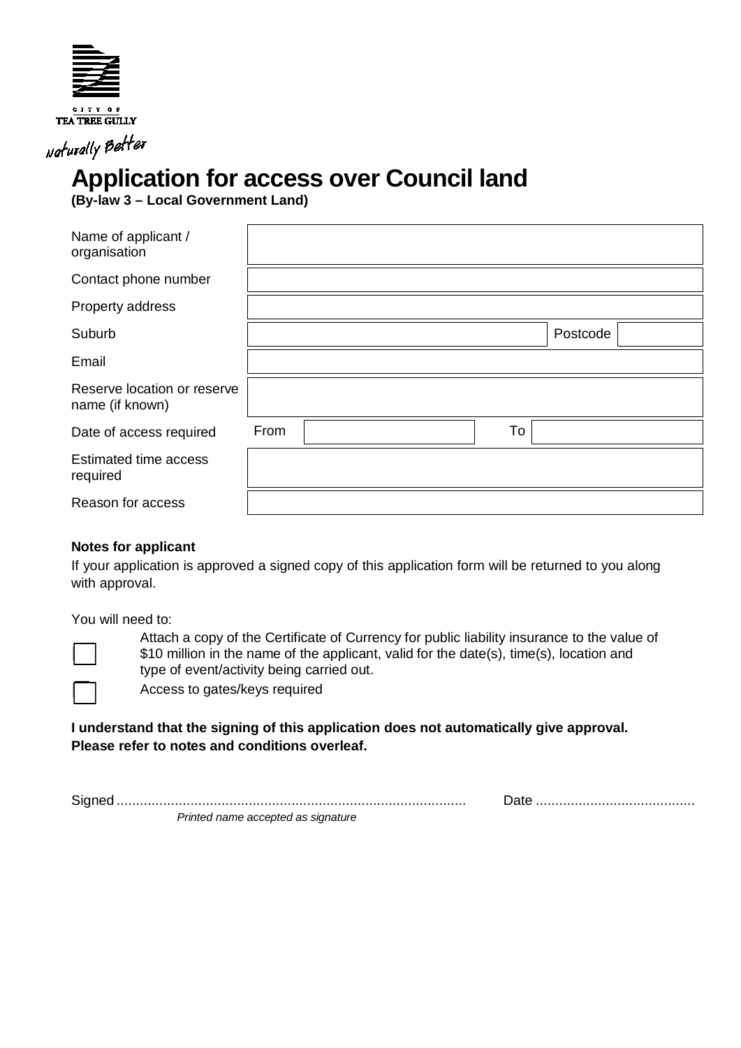CITY OF
TEA TREE GULLY

*Naturally Better*

# Application for access over Council land

**(By-law 3 – Local Government Land)**

| | | | |
|---|---|---|---|
| Name of applicant / organisation | | | |
| Contact phone number | | | |
| Property address | | | |
| Suburb | | Postcode | |
| Email | | | |
| Reserve location or reserve name (if known) | | | |
| Date of access required | From | To | |
| Estimated time access required | | | |
| Reason for access | | | |

**Notes for applicant**

If your application is approved a signed copy of this application form will be returned to you along with approval.

You will need to:

- ☐ Attach a copy of the Certificate of Currency for public liability insurance to the value of $10 million in the name of the applicant, valid for the date(s), time(s), location and type of event/activity being carried out.
- ☐ Access to gates/keys required

**I understand that the signing of this application does not automatically give approval. Please refer to notes and conditions overleaf.**

Signed ........................................................................................ Date .........................................

*Printed name accepted as signature*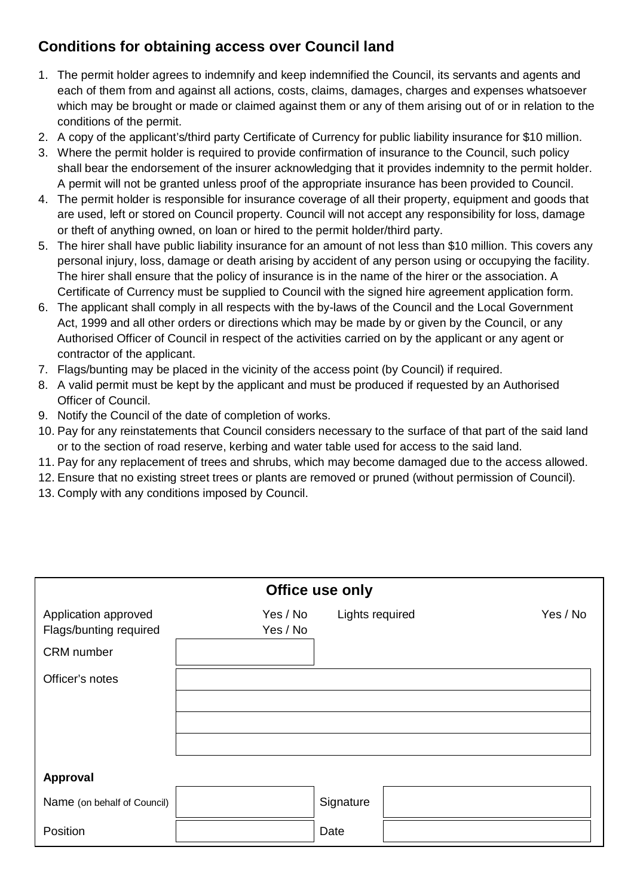## Conditions for obtaining access over Council land

1. The permit holder agrees to indemnify and keep indemnified the Council, its servants and agents and each of them from and against all actions, costs, claims, damages, charges and expenses whatsoever which may be brought or made or claimed against them or any of them arising out of or in relation to the conditions of the permit.
2. A copy of the applicant's/third party Certificate of Currency for public liability insurance for $10 million.
3. Where the permit holder is required to provide confirmation of insurance to the Council, such policy shall bear the endorsement of the insurer acknowledging that it provides indemnity to the permit holder. A permit will not be granted unless proof of the appropriate insurance has been provided to Council.
4. The permit holder is responsible for insurance coverage of all their property, equipment and goods that are used, left or stored on Council property. Council will not accept any responsibility for loss, damage or theft of anything owned, on loan or hired to the permit holder/third party.
5. The hirer shall have public liability insurance for an amount of not less than $10 million. This covers any personal injury, loss, damage or death arising by accident of any person using or occupying the facility. The hirer shall ensure that the policy of insurance is in the name of the hirer or the association. A Certificate of Currency must be supplied to Council with the signed hire agreement application form.
6. The applicant shall comply in all respects with the by-laws of the Council and the Local Government Act, 1999 and all other orders or directions which may be made by or given by the Council, or any Authorised Officer of Council in respect of the activities carried on by the applicant or any agent or contractor of the applicant.
7. Flags/bunting may be placed in the vicinity of the access point (by Council) if required.
8. A valid permit must be kept by the applicant and must be produced if requested by an Authorised Officer of Council.
9. Notify the Council of the date of completion of works.
10. Pay for any reinstatements that Council considers necessary to the surface of that part of the said land or to the section of road reserve, kerbing and water table used for access to the said land.
11. Pay for any replacement of trees and shrubs, which may become damaged due to the access allowed.
12. Ensure that no existing street trees or plants are removed or pruned (without permission of Council).
13. Comply with any conditions imposed by Council.

### Office use only

| | | | |
|---|---|---|---|
| Application approved | Yes / No | Lights required | Yes / No |
| Flags/bunting required | Yes / No | | |
| CRM number | | | |
| Officer's notes | | | |
| | | | |
| | | | |
| | | | |

**Approval**

| | | | |
|---|---|---|---|
| Name (on behalf of Council) | | Signature | |
| Position | | Date | |